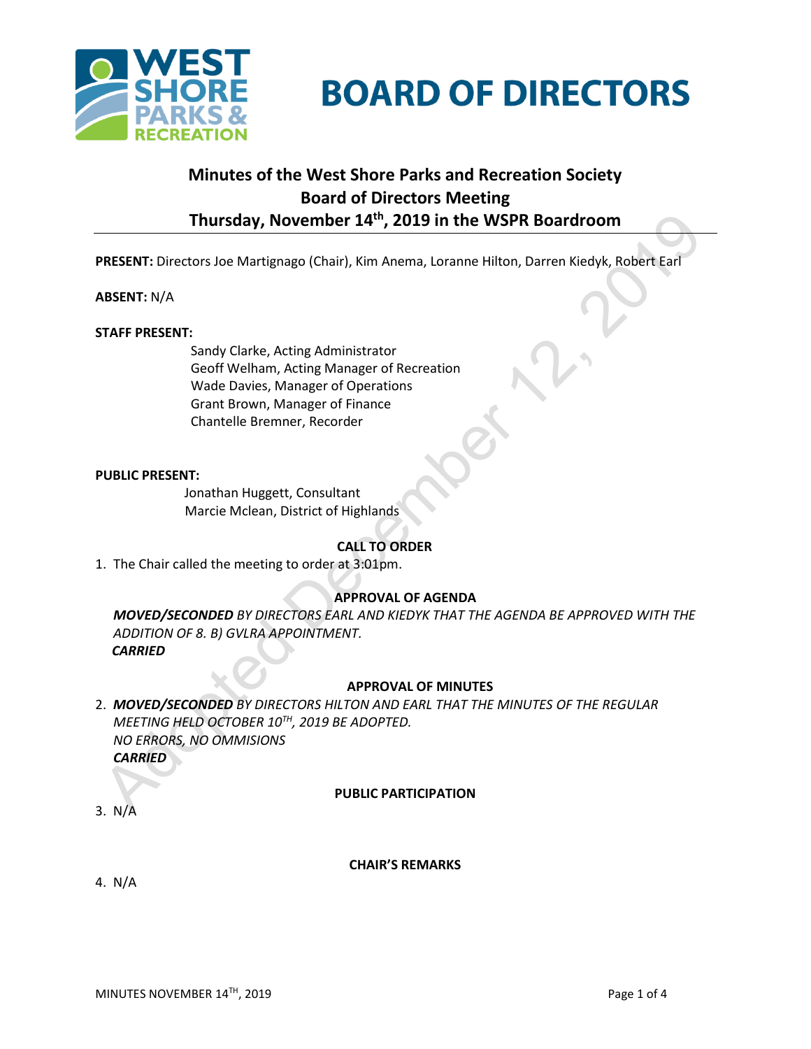# BOARD OF DIRECTORS

## Minutes of the West Shore Parks and Recreation Society Board of Directors Meeting Thursday, November 14th, 2019 in the WSPR Boardroom

**PRESENT:** Directors Joe Martignago (Chair), Kim Anema, Loranne Hilton, Darren Kiedyk, Robert Earl

**ABSENT:** N/A

**STAFF PRESENT:**

Sandy Clarke, Acting Administrator
Geoff Welham, Acting Manager of Recreation
Wade Davies, Manager of Operations
Grant Brown, Manager of Finance
Chantelle Bremner, Recorder

**PUBLIC PRESENT:**

Jonathan Huggett, Consultant
Marcie Mclean, District of Highlands

**CALL TO ORDER**

1. The Chair called the meeting to order at 3:01pm.

**APPROVAL OF AGENDA**

***MOVED/SECONDED*** *BY DIRECTORS EARL AND KIEDYK THAT THE AGENDA BE APPROVED WITH THE ADDITION OF 8. B) GVLRA APPOINTMENT.*
***CARRIED***

**APPROVAL OF MINUTES**

2. ***MOVED/SECONDED*** *BY DIRECTORS HILTON AND EARL THAT THE MINUTES OF THE REGULAR MEETING HELD OCTOBER 10TH, 2019 BE ADOPTED.*
   *NO ERRORS, NO OMMISIONS*
   ***CARRIED***

**PUBLIC PARTICIPATION**

3. N/A

**CHAIR'S REMARKS**

4. N/A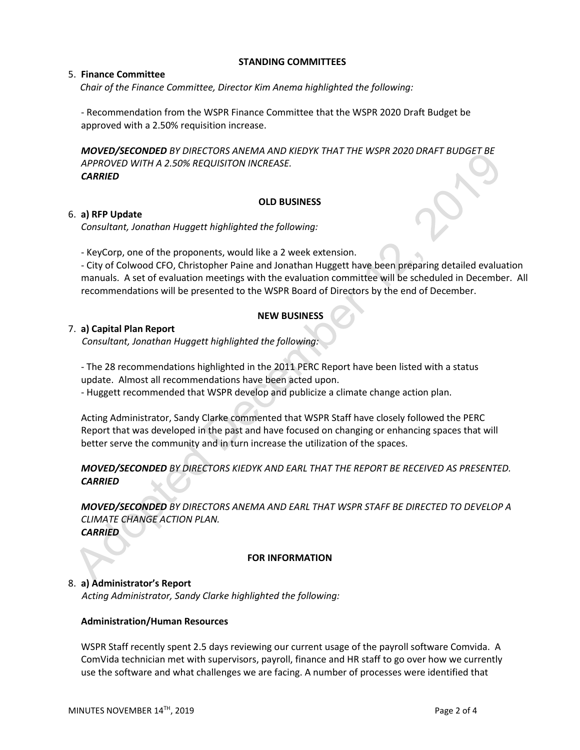## STANDING COMMITTEES

5. **Finance Committee**

   *Chair of the Finance Committee, Director Kim Anema highlighted the following:*

   - Recommendation from the WSPR Finance Committee that the WSPR 2020 Draft Budget be approved with a 2.50% requisition increase.

   ***MOVED/SECONDED** BY DIRECTORS ANEMA AND KIEDYK THAT THE WSPR 2020 DRAFT BUDGET BE APPROVED WITH A 2.50% REQUISITON INCREASE.*
   ***CARRIED***

## OLD BUSINESS

6. **a) RFP Update**

   *Consultant, Jonathan Huggett highlighted the following:*

   - KeyCorp, one of the proponents, would like a 2 week extension.
   - City of Colwood CFO, Christopher Paine and Jonathan Huggett have been preparing detailed evaluation manuals. A set of evaluation meetings with the evaluation committee will be scheduled in December. All recommendations will be presented to the WSPR Board of Directors by the end of December.

## NEW BUSINESS

7. **a) Capital Plan Report**

   *Consultant, Jonathan Huggett highlighted the following:*

   - The 28 recommendations highlighted in the 2011 PERC Report have been listed with a status update. Almost all recommendations have been acted upon.
   - Huggett recommended that WSPR develop and publicize a climate change action plan.

   Acting Administrator, Sandy Clarke commented that WSPR Staff have closely followed the PERC Report that was developed in the past and have focused on changing or enhancing spaces that will better serve the community and in turn increase the utilization of the spaces.

   ***MOVED/SECONDED** BY DIRECTORS KIEDYK AND EARL THAT THE REPORT BE RECEIVED AS PRESENTED.*
   ***CARRIED***

   ***MOVED/SECONDED** BY DIRECTORS ANEMA AND EARL THAT WSPR STAFF BE DIRECTED TO DEVELOP A CLIMATE CHANGE ACTION PLAN.*
   ***CARRIED***

## FOR INFORMATION

8. **a) Administrator's Report**

   *Acting Administrator, Sandy Clarke highlighted the following:*

   **Administration/Human Resources**

   WSPR Staff recently spent 2.5 days reviewing our current usage of the payroll software Comvida. A ComVida technician met with supervisors, payroll, finance and HR staff to go over how we currently use the software and what challenges we are facing. A number of processes were identified that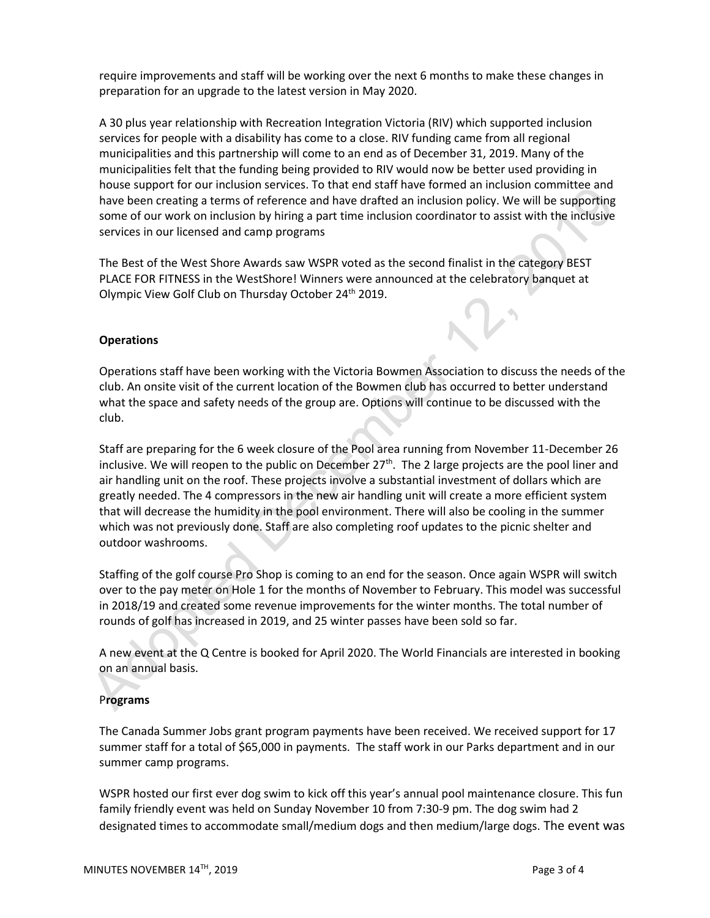require improvements and staff will be working over the next 6 months to make these changes in preparation for an upgrade to the latest version in May 2020.

A 30 plus year relationship with Recreation Integration Victoria (RIV) which supported inclusion services for people with a disability has come to a close. RIV funding came from all regional municipalities and this partnership will come to an end as of December 31, 2019. Many of the municipalities felt that the funding being provided to RIV would now be better used providing in house support for our inclusion services. To that end staff have formed an inclusion committee and have been creating a terms of reference and have drafted an inclusion policy. We will be supporting some of our work on inclusion by hiring a part time inclusion coordinator to assist with the inclusive services in our licensed and camp programs

The Best of the West Shore Awards saw WSPR voted as the second finalist in the category BEST PLACE FOR FITNESS in the WestShore! Winners were announced at the celebratory banquet at Olympic View Golf Club on Thursday October 24th 2019.

**Operations**

Operations staff have been working with the Victoria Bowmen Association to discuss the needs of the club. An onsite visit of the current location of the Bowmen club has occurred to better understand what the space and safety needs of the group are. Options will continue to be discussed with the club.

Staff are preparing for the 6 week closure of the Pool area running from November 11-December 26 inclusive. We will reopen to the public on December 27th. The 2 large projects are the pool liner and air handling unit on the roof. These projects involve a substantial investment of dollars which are greatly needed. The 4 compressors in the new air handling unit will create a more efficient system that will decrease the humidity in the pool environment. There will also be cooling in the summer which was not previously done. Staff are also completing roof updates to the picnic shelter and outdoor washrooms.

Staffing of the golf course Pro Shop is coming to an end for the season. Once again WSPR will switch over to the pay meter on Hole 1 for the months of November to February. This model was successful in 2018/19 and created some revenue improvements for the winter months. The total number of rounds of golf has increased in 2019, and 25 winter passes have been sold so far.

A new event at the Q Centre is booked for April 2020. The World Financials are interested in booking on an annual basis.

**Programs**

The Canada Summer Jobs grant program payments have been received. We received support for 17 summer staff for a total of $65,000 in payments. The staff work in our Parks department and in our summer camp programs.

WSPR hosted our first ever dog swim to kick off this year's annual pool maintenance closure. This fun family friendly event was held on Sunday November 10 from 7:30-9 pm. The dog swim had 2 designated times to accommodate small/medium dogs and then medium/large dogs. The event was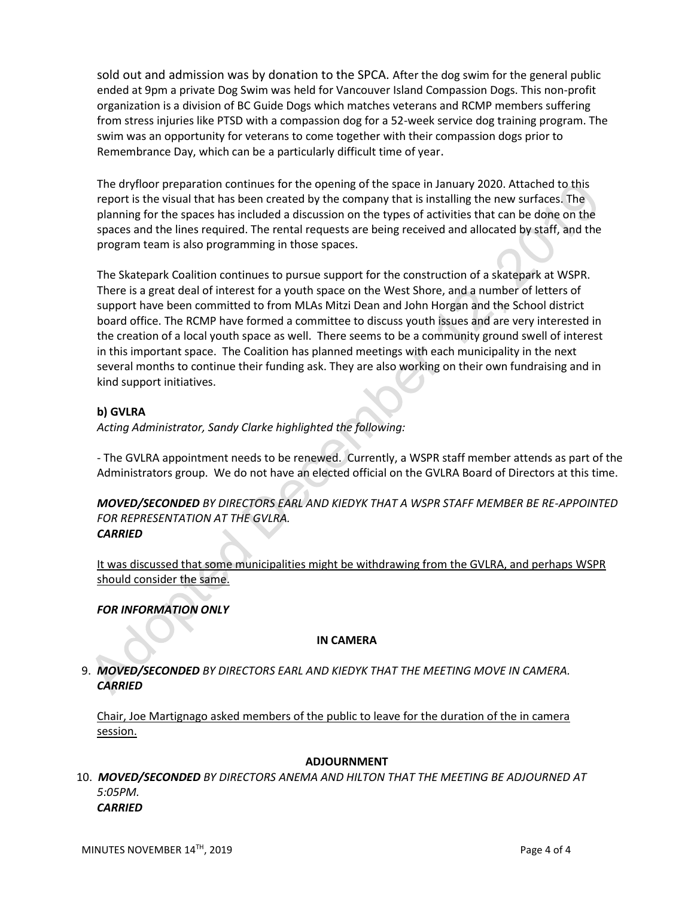sold out and admission was by donation to the SPCA. After the dog swim for the general public ended at 9pm a private Dog Swim was held for Vancouver Island Compassion Dogs. This non-profit organization is a division of BC Guide Dogs which matches veterans and RCMP members suffering from stress injuries like PTSD with a compassion dog for a 52-week service dog training program. The swim was an opportunity for veterans to come together with their compassion dogs prior to Remembrance Day, which can be a particularly difficult time of year.

The dryfloor preparation continues for the opening of the space in January 2020. Attached to this report is the visual that has been created by the company that is installing the new surfaces. The planning for the spaces has included a discussion on the types of activities that can be done on the spaces and the lines required. The rental requests are being received and allocated by staff, and the program team is also programming in those spaces.

The Skatepark Coalition continues to pursue support for the construction of a skatepark at WSPR. There is a great deal of interest for a youth space on the West Shore, and a number of letters of support have been committed to from MLAs Mitzi Dean and John Horgan and the School district board office. The RCMP have formed a committee to discuss youth issues and are very interested in the creation of a local youth space as well. There seems to be a community ground swell of interest in this important space. The Coalition has planned meetings with each municipality in the next several months to continue their funding ask. They are also working on their own fundraising and in kind support initiatives.

**b) GVLRA**

*Acting Administrator, Sandy Clarke highlighted the following:*

- The GVLRA appointment needs to be renewed. Currently, a WSPR staff member attends as part of the Administrators group. We do not have an elected official on the GVLRA Board of Directors at this time.

***MOVED/SECONDED*** *BY DIRECTORS EARL AND KIEDYK THAT A WSPR STAFF MEMBER BE RE-APPOINTED FOR REPRESENTATION AT THE GVLRA.*
***CARRIED***

It was discussed that some municipalities might be withdrawing from the GVLRA, and perhaps WSPR should consider the same.

***FOR INFORMATION ONLY***

**IN CAMERA**

9. ***MOVED/SECONDED*** *BY DIRECTORS EARL AND KIEDYK THAT THE MEETING MOVE IN CAMERA.*
   ***CARRIED***

   Chair, Joe Martignago asked members of the public to leave for the duration of the in camera session.

**ADJOURNMENT**

10. ***MOVED/SECONDED*** *BY DIRECTORS ANEMA AND HILTON THAT THE MEETING BE ADJOURNED AT 5:05PM.*
    ***CARRIED***